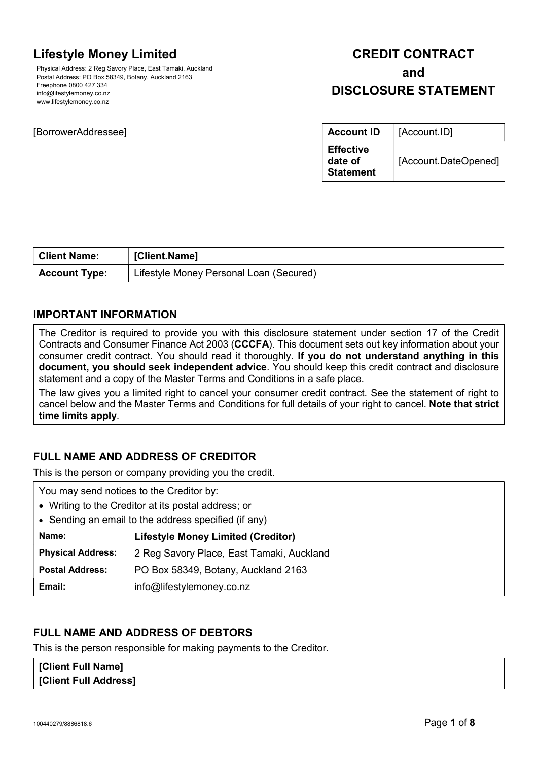# Lifestyle Money Limited

Physical Address: 2 Reg Savory Place, East Tamaki, Auckland
Postal Address: PO Box 58349, Botany, Auckland 2163
Freephone 0800 427 334
info@lifestylemoney.co.nz
www.lifestylemoney.co.nz

# CREDIT CONTRACT and DISCLOSURE STATEMENT

[BorrowerAddressee]

| **Account ID** | [Account.ID] |
|---|---|
| **Effective date of Statement** | [Account.DateOpened] |

| **Client Name:** | **[Client.Name]** |
|---|---|
| **Account Type:** | Lifestyle Money Personal Loan (Secured) |

## IMPORTANT INFORMATION

The Creditor is required to provide you with this disclosure statement under section 17 of the Credit Contracts and Consumer Finance Act 2003 (**CCCFA**). This document sets out key information about your consumer credit contract. You should read it thoroughly. **If you do not understand anything in this document, you should seek independent advice**. You should keep this credit contract and disclosure statement and a copy of the Master Terms and Conditions in a safe place.

The law gives you a limited right to cancel your consumer credit contract. See the statement of right to cancel below and the Master Terms and Conditions for full details of your right to cancel. **Note that strict time limits apply**.

## FULL NAME AND ADDRESS OF CREDITOR

This is the person or company providing you the credit.

You may send notices to the Creditor by:

- Writing to the Creditor at its postal address; or
- Sending an email to the address specified (if any)

| | |
|---|---|
| **Name:** | **Lifestyle Money Limited (Creditor)** |
| **Physical Address:** | 2 Reg Savory Place, East Tamaki, Auckland |
| **Postal Address:** | PO Box 58349, Botany, Auckland 2163 |
| **Email:** | info@lifestylemoney.co.nz |

## FULL NAME AND ADDRESS OF DEBTORS

This is the person responsible for making payments to the Creditor.

**[Client Full Name]**
**[Client Full Address]**

100440279/8886818.6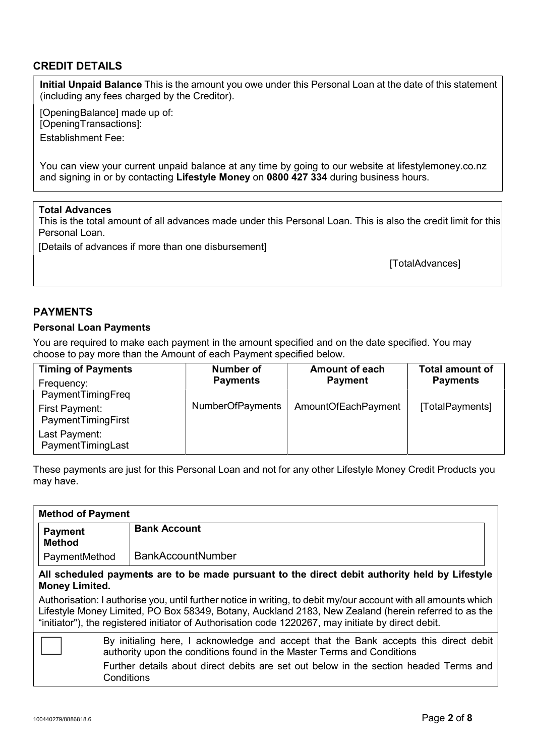## CREDIT DETAILS

**Initial Unpaid Balance** This is the amount you owe under this Personal Loan at the date of this statement (including any fees charged by the Creditor).

[OpeningBalance] made up of:
[OpeningTransactions]:
Establishment Fee:

You can view your current unpaid balance at any time by going to our website at lifestylemoney.co.nz and signing in or by contacting **Lifestyle Money** on **0800 427 334** during business hours.

**Total Advances**
This is the total amount of all advances made under this Personal Loan. This is also the credit limit for this Personal Loan.

[Details of advances if more than one disbursement]

[TotalAdvances]

## PAYMENTS

### Personal Loan Payments

You are required to make each payment in the amount specified and on the date specified. You may choose to pay more than the Amount of each Payment specified below.

| Timing of Payments | Number of Payments | Amount of each Payment | Total amount of Payments |
|---|---|---|---|
| Frequency: PaymentTimingFreq<br>First Payment: PaymentTimingFirst<br>Last Payment: PaymentTimingLast | NumberOfPayments | AmountOfEachPayment | [TotalPayments] |

These payments are just for this Personal Loan and not for any other Lifestyle Money Credit Products you may have.

**Method of Payment**

| Payment Method | Bank Account |
|---|---|
| PaymentMethod | BankAccountNumber |

**All scheduled payments are to be made pursuant to the direct debit authority held by Lifestyle Money Limited.**

Authorisation: I authorise you, until further notice in writing, to debit my/our account with all amounts which Lifestyle Money Limited, PO Box 58349, Botany, Auckland 2183, New Zealand (herein referred to as the "initiator"), the registered initiator of Authorisation code 1220267, may initiate by direct debit.

☐ By initialing here, I acknowledge and accept that the Bank accepts this direct debit authority upon the conditions found in the Master Terms and Conditions

Further details about direct debits are set out below in the section headed Terms and Conditions

100440279/8886818.6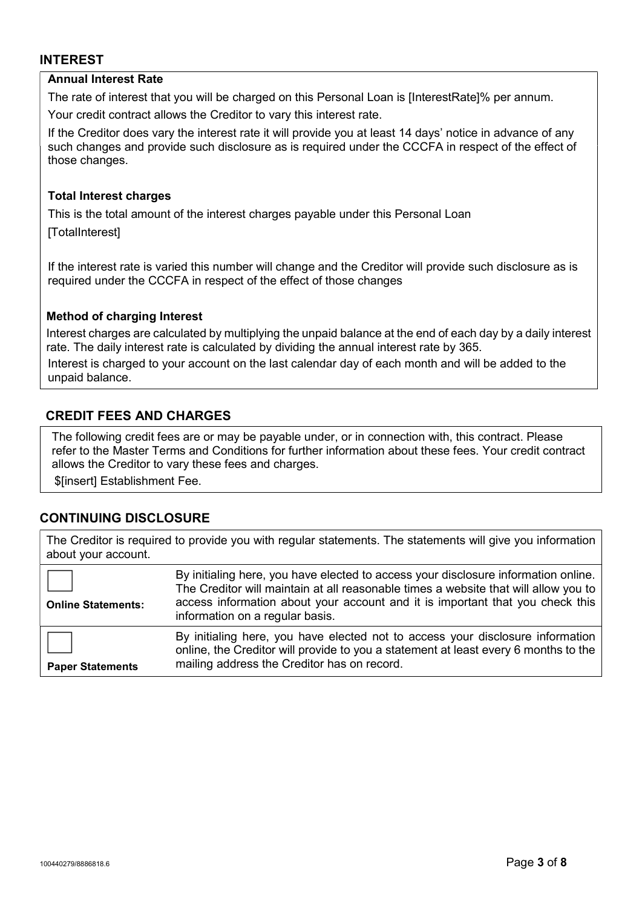## INTEREST

**Annual Interest Rate**

The rate of interest that you will be charged on this Personal Loan is [InterestRate]% per annum.

Your credit contract allows the Creditor to vary this interest rate.

If the Creditor does vary the interest rate it will provide you at least 14 days' notice in advance of any such changes and provide such disclosure as is required under the CCCFA in respect of the effect of those changes.

**Total Interest charges**

This is the total amount of the interest charges payable under this Personal Loan

[TotalInterest]

If the interest rate is varied this number will change and the Creditor will provide such disclosure as is required under the CCCFA in respect of the effect of those changes

**Method of charging Interest**

Interest charges are calculated by multiplying the unpaid balance at the end of each day by a daily interest rate. The daily interest rate is calculated by dividing the annual interest rate by 365.

Interest is charged to your account on the last calendar day of each month and will be added to the unpaid balance.

## CREDIT FEES AND CHARGES

The following credit fees are or may be payable under, or in connection with, this contract. Please refer to the Master Terms and Conditions for further information about these fees. Your credit contract allows the Creditor to vary these fees and charges.

$[insert] Establishment Fee.

## CONTINUING DISCLOSURE

The Creditor is required to provide you with regular statements. The statements will give you information about your account.

| | |
|---|---|
| ☐ **Online Statements:** | By initialing here, you have elected to access your disclosure information online. The Creditor will maintain at all reasonable times a website that will allow you to access information about your account and it is important that you check this information on a regular basis. |
| ☐ **Paper Statements** | By initialing here, you have elected not to access your disclosure information online, the Creditor will provide to you a statement at least every 6 months to the mailing address the Creditor has on record. |

100440279/8886818.6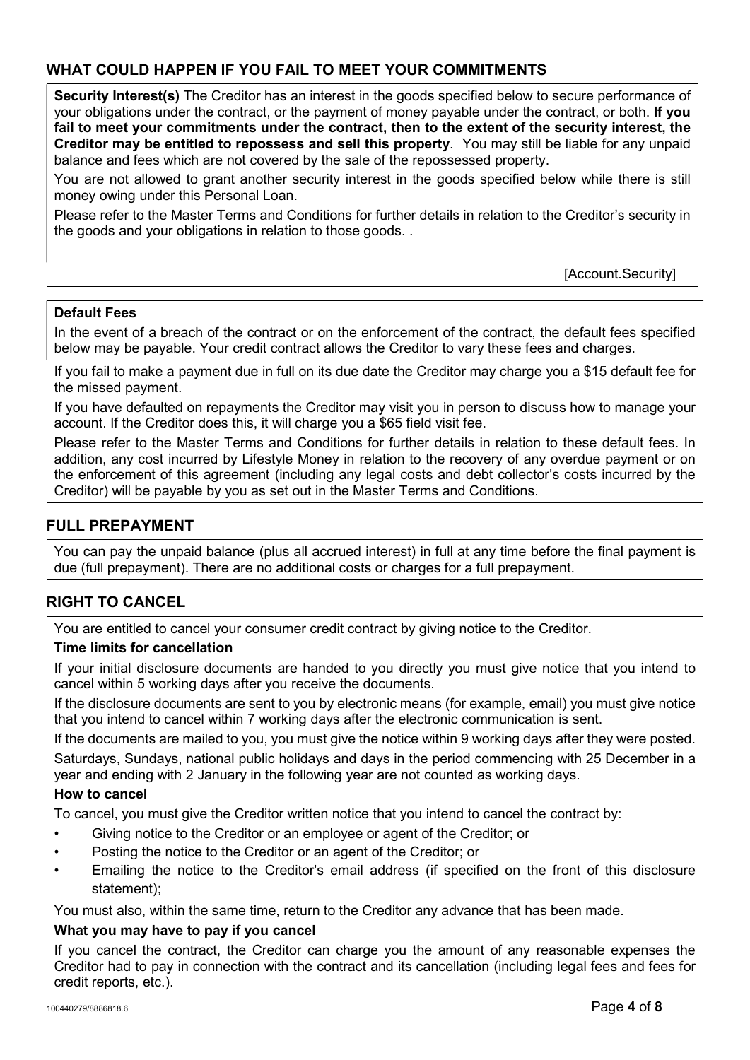## WHAT COULD HAPPEN IF YOU FAIL TO MEET YOUR COMMITMENTS

**Security Interest(s)** The Creditor has an interest in the goods specified below to secure performance of your obligations under the contract, or the payment of money payable under the contract, or both. **If you fail to meet your commitments under the contract, then to the extent of the security interest, the Creditor may be entitled to repossess and sell this property**. You may still be liable for any unpaid balance and fees which are not covered by the sale of the repossessed property.

You are not allowed to grant another security interest in the goods specified below while there is still money owing under this Personal Loan.

Please refer to the Master Terms and Conditions for further details in relation to the Creditor's security in the goods and your obligations in relation to those goods. .

[Account.Security]

**Default Fees**

In the event of a breach of the contract or on the enforcement of the contract, the default fees specified below may be payable. Your credit contract allows the Creditor to vary these fees and charges.

If you fail to make a payment due in full on its due date the Creditor may charge you a $15 default fee for the missed payment.

If you have defaulted on repayments the Creditor may visit you in person to discuss how to manage your account. If the Creditor does this, it will charge you a $65 field visit fee.

Please refer to the Master Terms and Conditions for further details in relation to these default fees. In addition, any cost incurred by Lifestyle Money in relation to the recovery of any overdue payment or on the enforcement of this agreement (including any legal costs and debt collector's costs incurred by the Creditor) will be payable by you as set out in the Master Terms and Conditions.

## FULL PREPAYMENT

You can pay the unpaid balance (plus all accrued interest) in full at any time before the final payment is due (full prepayment). There are no additional costs or charges for a full prepayment.

## RIGHT TO CANCEL

You are entitled to cancel your consumer credit contract by giving notice to the Creditor.

**Time limits for cancellation**

If your initial disclosure documents are handed to you directly you must give notice that you intend to cancel within 5 working days after you receive the documents.

If the disclosure documents are sent to you by electronic means (for example, email) you must give notice that you intend to cancel within 7 working days after the electronic communication is sent.

If the documents are mailed to you, you must give the notice within 9 working days after they were posted.

Saturdays, Sundays, national public holidays and days in the period commencing with 25 December in a year and ending with 2 January in the following year are not counted as working days.

**How to cancel**

To cancel, you must give the Creditor written notice that you intend to cancel the contract by:

- Giving notice to the Creditor or an employee or agent of the Creditor; or
- Posting the notice to the Creditor or an agent of the Creditor; or
- Emailing the notice to the Creditor's email address (if specified on the front of this disclosure statement);

You must also, within the same time, return to the Creditor any advance that has been made.

**What you may have to pay if you cancel**

If you cancel the contract, the Creditor can charge you the amount of any reasonable expenses the Creditor had to pay in connection with the contract and its cancellation (including legal fees and fees for credit reports, etc.).

100440279/8886818.6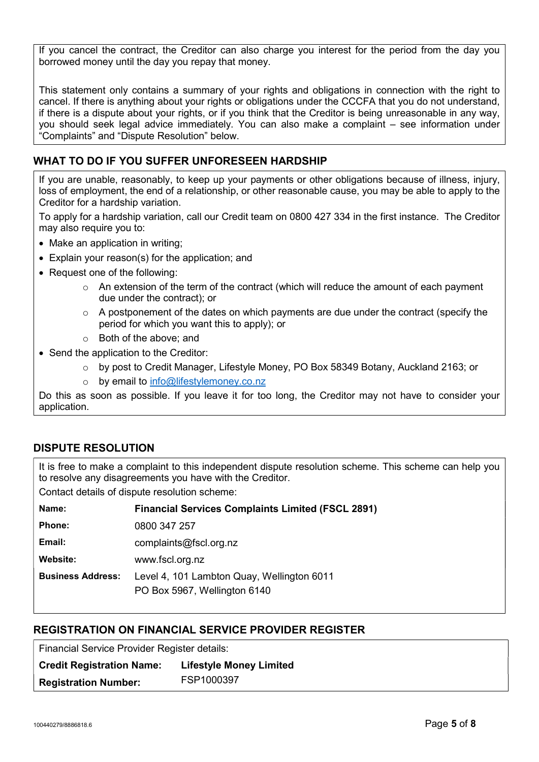If you cancel the contract, the Creditor can also charge you interest for the period from the day you borrowed money until the day you repay that money.

This statement only contains a summary of your rights and obligations in connection with the right to cancel. If there is anything about your rights or obligations under the CCCFA that you do not understand, if there is a dispute about your rights, or if you think that the Creditor is being unreasonable in any way, you should seek legal advice immediately. You can also make a complaint – see information under "Complaints" and "Dispute Resolution" below.

## WHAT TO DO IF YOU SUFFER UNFORESEEN HARDSHIP

If you are unable, reasonably, to keep up your payments or other obligations because of illness, injury, loss of employment, the end of a relationship, or other reasonable cause, you may be able to apply to the Creditor for a hardship variation.

To apply for a hardship variation, call our Credit team on 0800 427 334 in the first instance. The Creditor may also require you to:

- Make an application in writing;
- Explain your reason(s) for the application; and
- Request one of the following:
  - An extension of the term of the contract (which will reduce the amount of each payment due under the contract); or
  - A postponement of the dates on which payments are due under the contract (specify the period for which you want this to apply); or
  - Both of the above; and
- Send the application to the Creditor:
  - by post to Credit Manager, Lifestyle Money, PO Box 58349 Botany, Auckland 2163; or
  - by email to info@lifestylemoney.co.nz

Do this as soon as possible. If you leave it for too long, the Creditor may not have to consider your application.

## DISPUTE RESOLUTION

It is free to make a complaint to this independent dispute resolution scheme. This scheme can help you to resolve any disagreements you have with the Creditor.

Contact details of dispute resolution scheme:

| | |
|---|---|
| **Name:** | **Financial Services Complaints Limited (FSCL 2891)** |
| **Phone:** | 0800 347 257 |
| **Email:** | complaints@fscl.org.nz |
| **Website:** | www.fscl.org.nz |
| **Business Address:** | Level 4, 101 Lambton Quay, Wellington 6011<br>PO Box 5967, Wellington 6140 |

## REGISTRATION ON FINANCIAL SERVICE PROVIDER REGISTER

Financial Service Provider Register details:

| | |
|---|---|
| **Credit Registration Name:** | **Lifestyle Money Limited** |
| **Registration Number:** | FSP1000397 |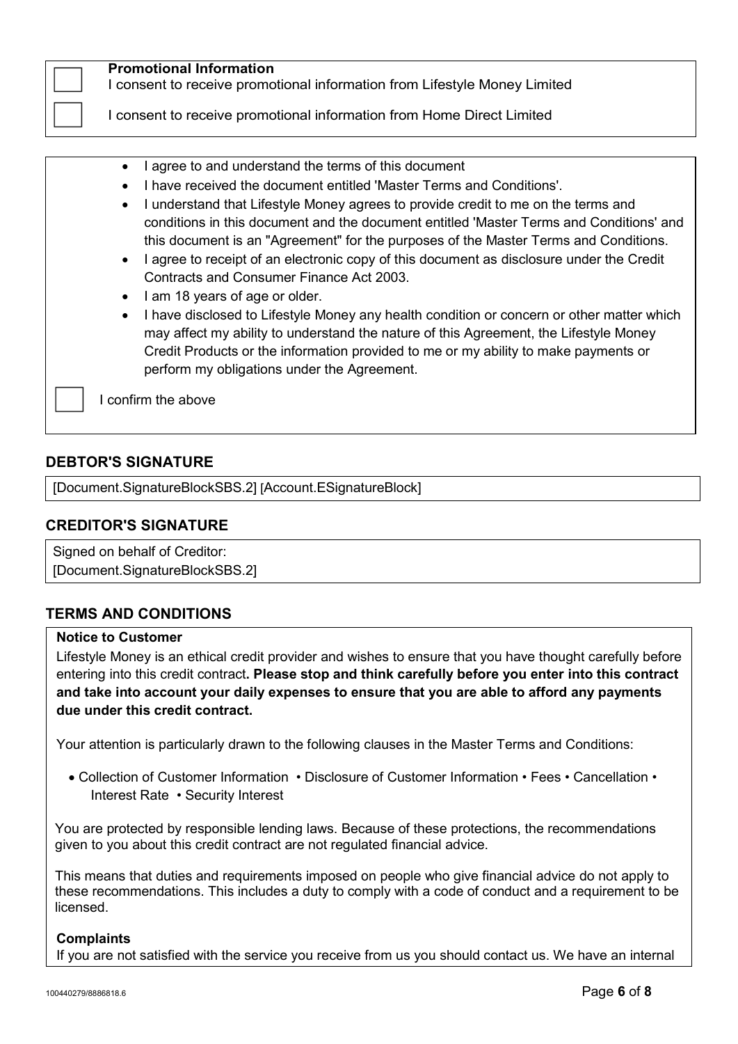**Promotional Information**

☐ I consent to receive promotional information from Lifestyle Money Limited

☐ I consent to receive promotional information from Home Direct Limited

- I agree to and understand the terms of this document
- I have received the document entitled 'Master Terms and Conditions'.
- I understand that Lifestyle Money agrees to provide credit to me on the terms and conditions in this document and the document entitled 'Master Terms and Conditions' and this document is an "Agreement" for the purposes of the Master Terms and Conditions.
- I agree to receipt of an electronic copy of this document as disclosure under the Credit Contracts and Consumer Finance Act 2003.
- I am 18 years of age or older.
- I have disclosed to Lifestyle Money any health condition or concern or other matter which may affect my ability to understand the nature of this Agreement, the Lifestyle Money Credit Products or the information provided to me or my ability to make payments or perform my obligations under the Agreement.

☐ I confirm the above

## DEBTOR'S SIGNATURE

[Document.SignatureBlockSBS.2] [Account.ESignatureBlock]

## CREDITOR'S SIGNATURE

Signed on behalf of Creditor:
[Document.SignatureBlockSBS.2]

## TERMS AND CONDITIONS

**Notice to Customer**

Lifestyle Money is an ethical credit provider and wishes to ensure that you have thought carefully before entering into this credit contract**. Please stop and think carefully before you enter into this contract and take into account your daily expenses to ensure that you are able to afford any payments due under this credit contract.**

Your attention is particularly drawn to the following clauses in the Master Terms and Conditions:

- Collection of Customer Information • Disclosure of Customer Information • Fees • Cancellation • Interest Rate • Security Interest

You are protected by responsible lending laws. Because of these protections, the recommendations given to you about this credit contract are not regulated financial advice.

This means that duties and requirements imposed on people who give financial advice do not apply to these recommendations. This includes a duty to comply with a code of conduct and a requirement to be licensed.

**Complaints**

If you are not satisfied with the service you receive from us you should contact us. We have an internal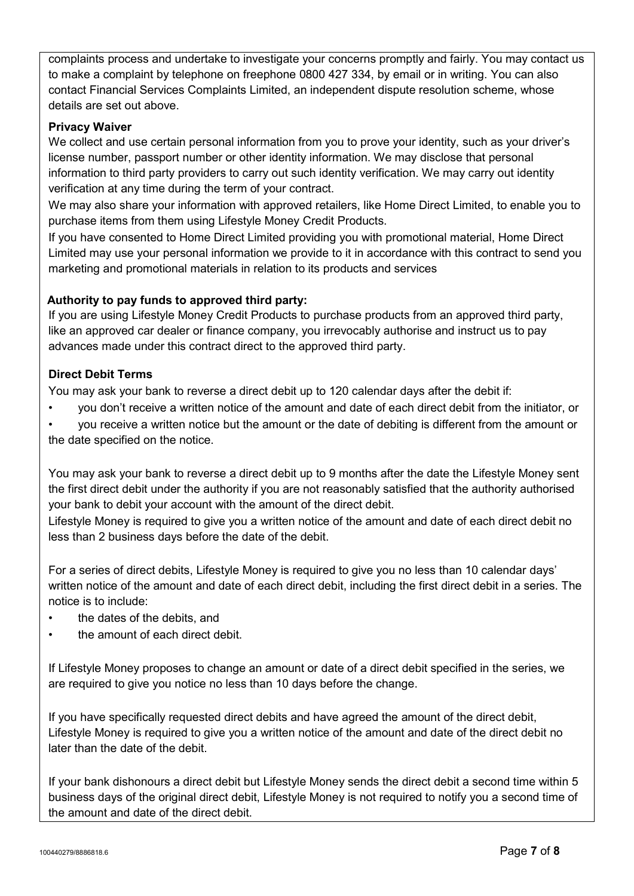complaints process and undertake to investigate your concerns promptly and fairly. You may contact us to make a complaint by telephone on freephone 0800 427 334, by email or in writing. You can also contact Financial Services Complaints Limited, an independent dispute resolution scheme, whose details are set out above.

**Privacy Waiver**

We collect and use certain personal information from you to prove your identity, such as your driver's license number, passport number or other identity information. We may disclose that personal information to third party providers to carry out such identity verification. We may carry out identity verification at any time during the term of your contract.

We may also share your information with approved retailers, like Home Direct Limited, to enable you to purchase items from them using Lifestyle Money Credit Products.

If you have consented to Home Direct Limited providing you with promotional material, Home Direct Limited may use your personal information we provide to it in accordance with this contract to send you marketing and promotional materials in relation to its products and services

**Authority to pay funds to approved third party:**

If you are using Lifestyle Money Credit Products to purchase products from an approved third party, like an approved car dealer or finance company, you irrevocably authorise and instruct us to pay advances made under this contract direct to the approved third party.

**Direct Debit Terms**

You may ask your bank to reverse a direct debit up to 120 calendar days after the debit if:

- you don't receive a written notice of the amount and date of each direct debit from the initiator, or
- you receive a written notice but the amount or the date of debiting is different from the amount or the date specified on the notice.

You may ask your bank to reverse a direct debit up to 9 months after the date the Lifestyle Money sent the first direct debit under the authority if you are not reasonably satisfied that the authority authorised your bank to debit your account with the amount of the direct debit.

Lifestyle Money is required to give you a written notice of the amount and date of each direct debit no less than 2 business days before the date of the debit.

For a series of direct debits, Lifestyle Money is required to give you no less than 10 calendar days' written notice of the amount and date of each direct debit, including the first direct debit in a series. The notice is to include:

- the dates of the debits, and
- the amount of each direct debit.

If Lifestyle Money proposes to change an amount or date of a direct debit specified in the series, we are required to give you notice no less than 10 days before the change.

If you have specifically requested direct debits and have agreed the amount of the direct debit, Lifestyle Money is required to give you a written notice of the amount and date of the direct debit no later than the date of the debit.

If your bank dishonours a direct debit but Lifestyle Money sends the direct debit a second time within 5 business days of the original direct debit, Lifestyle Money is not required to notify you a second time of the amount and date of the direct debit.

100440279/8886818.6